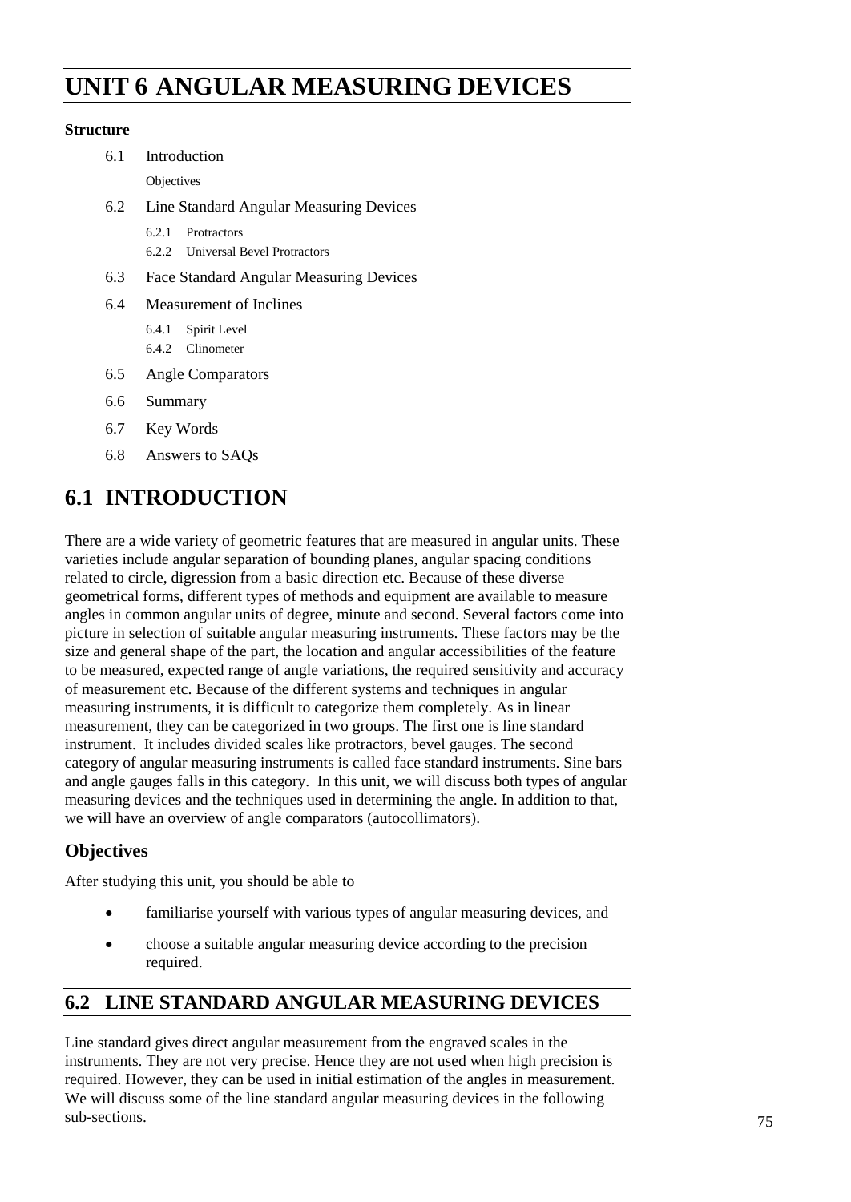# UNIT 6 ANGULAR MEASURING DEVICES

**Structure**

- 6.1 Introduction
  - Objectives
- 6.2 Line Standard Angular Measuring Devices
  - 6.2.1 Protractors
  - 6.2.2 Universal Bevel Protractors
- 6.3 Face Standard Angular Measuring Devices
- 6.4 Measurement of Inclines
  - 6.4.1 Spirit Level
  - 6.4.2 Clinometer
- 6.5 Angle Comparators
- 6.6 Summary
- 6.7 Key Words
- 6.8 Answers to SAQs

## 6.1 INTRODUCTION

There are a wide variety of geometric features that are measured in angular units. These varieties include angular separation of bounding planes, angular spacing conditions related to circle, digression from a basic direction etc. Because of these diverse geometrical forms, different types of methods and equipment are available to measure angles in common angular units of degree, minute and second. Several factors come into picture in selection of suitable angular measuring instruments. These factors may be the size and general shape of the part, the location and angular accessibilities of the feature to be measured, expected range of angle variations, the required sensitivity and accuracy of measurement etc. Because of the different systems and techniques in angular measuring instruments, it is difficult to categorize them completely. As in linear measurement, they can be categorized in two groups. The first one is line standard instrument. It includes divided scales like protractors, bevel gauges. The second category of angular measuring instruments is called face standard instruments. Sine bars and angle gauges falls in this category. In this unit, we will discuss both types of angular measuring devices and the techniques used in determining the angle. In addition to that, we will have an overview of angle comparators (autocollimators).

### Objectives

After studying this unit, you should be able to

- familiarise yourself with various types of angular measuring devices, and
- choose a suitable angular measuring device according to the precision required.

## 6.2 LINE STANDARD ANGULAR MEASURING DEVICES

Line standard gives direct angular measurement from the engraved scales in the instruments. They are not very precise. Hence they are not used when high precision is required. However, they can be used in initial estimation of the angles in measurement. We will discuss some of the line standard angular measuring devices in the following sub-sections.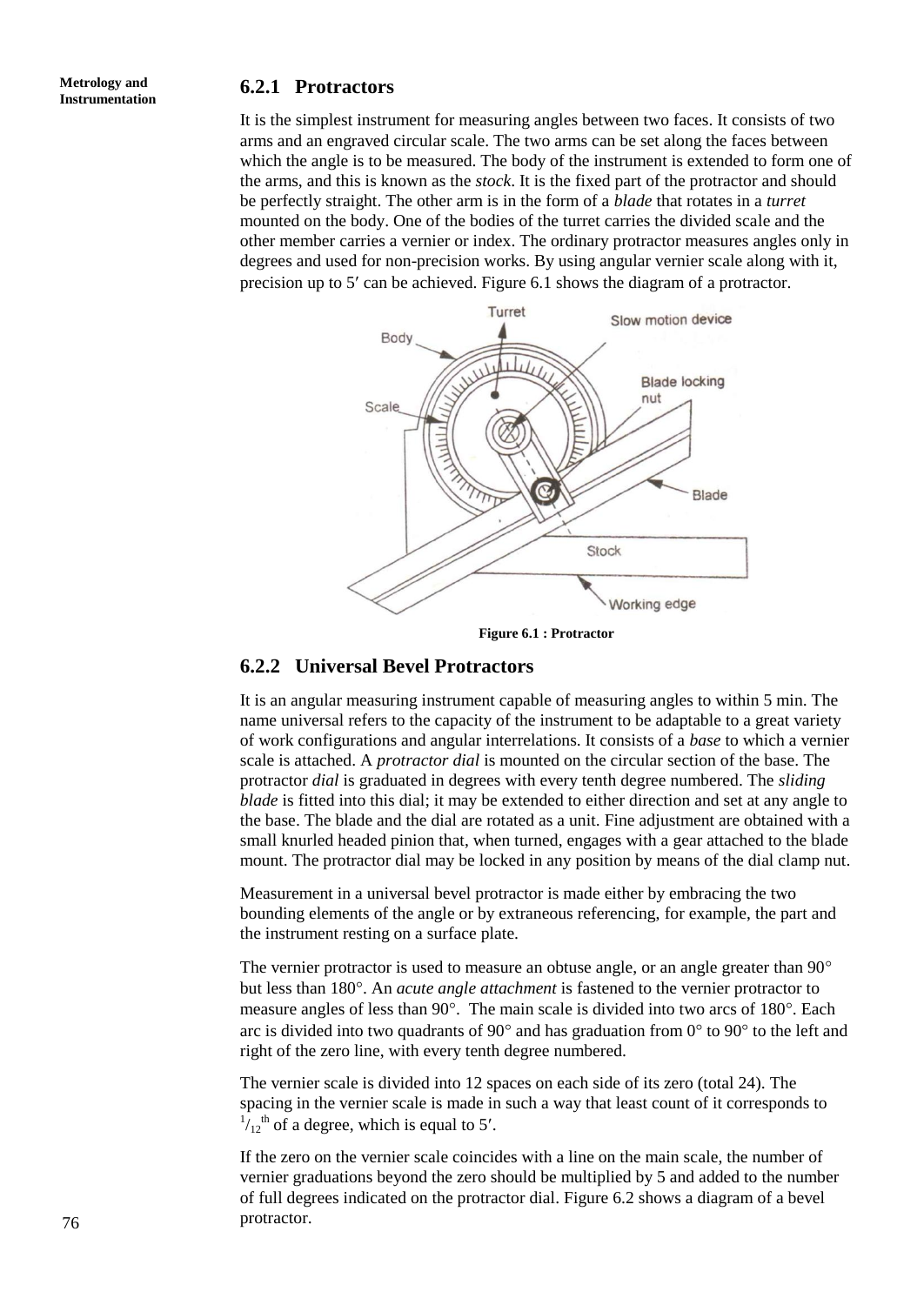### 6.2.1 Protractors

It is the simplest instrument for measuring angles between two faces. It consists of two arms and an engraved circular scale. The two arms can be set along the faces between which the angle is to be measured. The body of the instrument is extended to form one of the arms, and this is known as the *stock*. It is the fixed part of the protractor and should be perfectly straight. The other arm is in the form of a *blade* that rotates in a *turret* mounted on the body. One of the bodies of the turret carries the divided scale and the other member carries a vernier or index. The ordinary protractor measures angles only in degrees and used for non-precision works. By using angular vernier scale along with it, precision up to 5′ can be achieved. Figure 6.1 shows the diagram of a protractor.

**Figure 6.1 : Protractor**

### 6.2.2 Universal Bevel Protractors

It is an angular measuring instrument capable of measuring angles to within 5 min. The name universal refers to the capacity of the instrument to be adaptable to a great variety of work configurations and angular interrelations. It consists of a *base* to which a vernier scale is attached. A *protractor dial* is mounted on the circular section of the base. The protractor *dial* is graduated in degrees with every tenth degree numbered. The *sliding blade* is fitted into this dial; it may be extended to either direction and set at any angle to the base. The blade and the dial are rotated as a unit. Fine adjustment are obtained with a small knurled headed pinion that, when turned, engages with a gear attached to the blade mount. The protractor dial may be locked in any position by means of the dial clamp nut.

Measurement in a universal bevel protractor is made either by embracing the two bounding elements of the angle or by extraneous referencing, for example, the part and the instrument resting on a surface plate.

The vernier protractor is used to measure an obtuse angle, or an angle greater than 90° but less than 180°. An *acute angle attachment* is fastened to the vernier protractor to measure angles of less than 90°. The main scale is divided into two arcs of 180°. Each arc is divided into two quadrants of 90° and has graduation from 0° to 90° to the left and right of the zero line, with every tenth degree numbered.

The vernier scale is divided into 12 spaces on each side of its zero (total 24). The spacing in the vernier scale is made in such a way that least count of it corresponds to $^{1}/_{12}{}^{th}$ of a degree, which is equal to 5′.

If the zero on the vernier scale coincides with a line on the main scale, the number of vernier graduations beyond the zero should be multiplied by 5 and added to the number of full degrees indicated on the protractor dial. Figure 6.2 shows a diagram of a bevel protractor.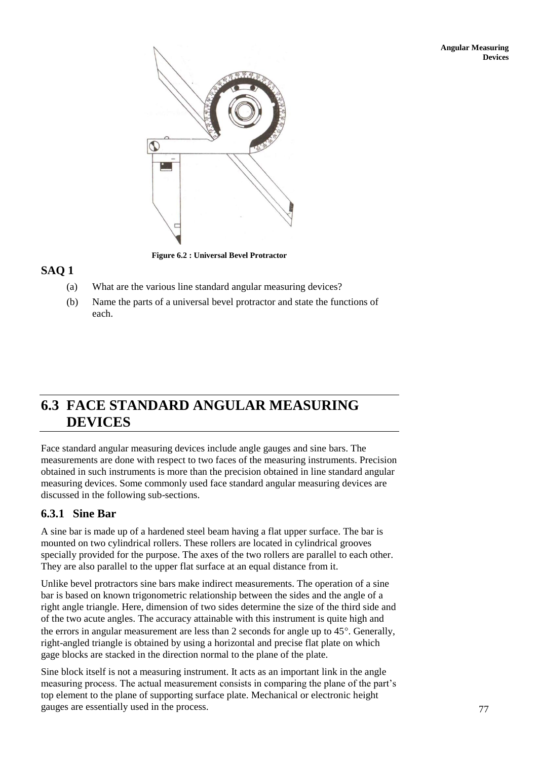Figure 6.2 : Universal Bevel Protractor

## SAQ 1

(a) What are the various line standard angular measuring devices?

(b) Name the parts of a universal bevel protractor and state the functions of each.

# 6.3 FACE STANDARD ANGULAR MEASURING DEVICES

Face standard angular measuring devices include angle gauges and sine bars. The measurements are done with respect to two faces of the measuring instruments. Precision obtained in such instruments is more than the precision obtained in line standard angular measuring devices. Some commonly used face standard angular measuring devices are discussed in the following sub-sections.

## 6.3.1 Sine Bar

A sine bar is made up of a hardened steel beam having a flat upper surface. The bar is mounted on two cylindrical rollers. These rollers are located in cylindrical grooves specially provided for the purpose. The axes of the two rollers are parallel to each other. They are also parallel to the upper flat surface at an equal distance from it.

Unlike bevel protractors sine bars make indirect measurements. The operation of a sine bar is based on known trigonometric relationship between the sides and the angle of a right angle triangle. Here, dimension of two sides determine the size of the third side and of the two acute angles. The accuracy attainable with this instrument is quite high and the errors in angular measurement are less than 2 seconds for angle up to 45°. Generally, right-angled triangle is obtained by using a horizontal and precise flat plate on which gage blocks are stacked in the direction normal to the plane of the plate.

Sine block itself is not a measuring instrument. It acts as an important link in the angle measuring process. The actual measurement consists in comparing the plane of the part's top element to the plane of supporting surface plate. Mechanical or electronic height gauges are essentially used in the process.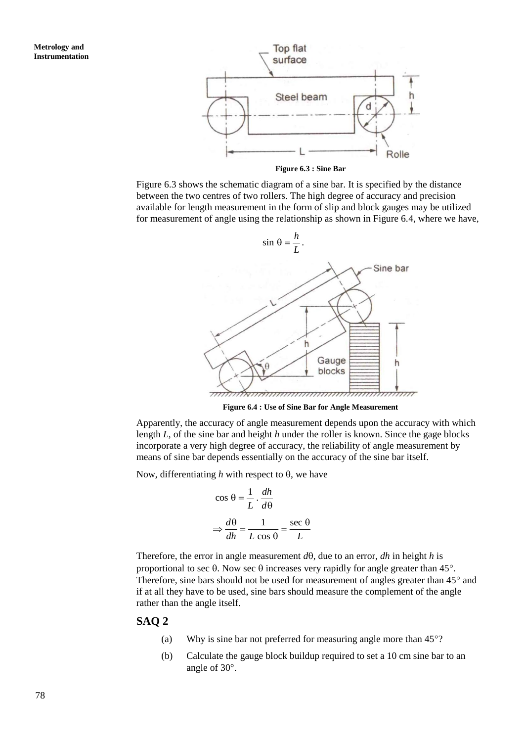Figure 6.3 : Sine Bar

Figure 6.3 shows the schematic diagram of a sine bar. It is specified by the distance between the two centres of two rollers. The high degree of accuracy and precision available for length measurement in the form of slip and block gauges may be utilized for measurement of angle using the relationship as shown in Figure 6.4, where we have,

$$\sin \theta = \frac{h}{L}.$$

Figure 6.4 : Use of Sine Bar for Angle Measurement

Apparently, the accuracy of angle measurement depends upon the accuracy with which length *L*, of the sine bar and height *h* under the roller is known. Since the gage blocks incorporate a very high degree of accuracy, the reliability of angle measurement by means of sine bar depends essentially on the accuracy of the sine bar itself.

Now, differentiating *h* with respect to θ, we have

$$\cos \theta = \frac{1}{L} \cdot \frac{dh}{d\theta}$$

$$\Rightarrow \frac{d\theta}{dh} = \frac{1}{L \cos \theta} = \frac{\sec \theta}{L}$$

Therefore, the error in angle measurement $d\theta$, due to an error, $dh$ in height $h$ is proportional to sec θ. Now sec θ increases very rapidly for angle greater than 45°. Therefore, sine bars should not be used for measurement of angles greater than 45° and if at all they have to be used, sine bars should measure the complement of the angle rather than the angle itself.

## SAQ 2

(a) Why is sine bar not preferred for measuring angle more than 45°?

(b) Calculate the gauge block buildup required to set a 10 cm sine bar to an angle of 30°.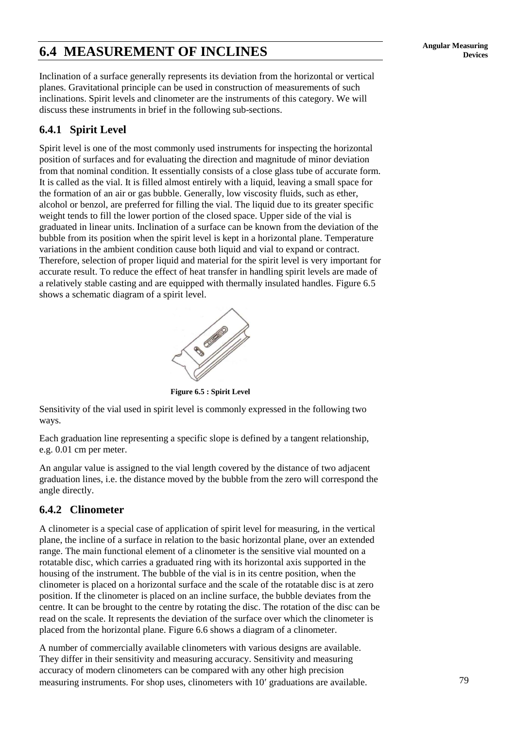## 6.4 MEASUREMENT OF INCLINES

Inclination of a surface generally represents its deviation from the horizontal or vertical planes. Gravitational principle can be used in construction of measurements of such inclinations. Spirit levels and clinometer are the instruments of this category. We will discuss these instruments in brief in the following sub-sections.

### 6.4.1 Spirit Level

Spirit level is one of the most commonly used instruments for inspecting the horizontal position of surfaces and for evaluating the direction and magnitude of minor deviation from that nominal condition. It essentially consists of a close glass tube of accurate form. It is called as the vial. It is filled almost entirely with a liquid, leaving a small space for the formation of an air or gas bubble. Generally, low viscosity fluids, such as ether, alcohol or benzol, are preferred for filling the vial. The liquid due to its greater specific weight tends to fill the lower portion of the closed space. Upper side of the vial is graduated in linear units. Inclination of a surface can be known from the deviation of the bubble from its position when the spirit level is kept in a horizontal plane. Temperature variations in the ambient condition cause both liquid and vial to expand or contract. Therefore, selection of proper liquid and material for the spirit level is very important for accurate result. To reduce the effect of heat transfer in handling spirit levels are made of a relatively stable casting and are equipped with thermally insulated handles. Figure 6.5 shows a schematic diagram of a spirit level.

**Figure 6.5 : Spirit Level**

Sensitivity of the vial used in spirit level is commonly expressed in the following two ways.

Each graduation line representing a specific slope is defined by a tangent relationship, e.g. 0.01 cm per meter.

An angular value is assigned to the vial length covered by the distance of two adjacent graduation lines, i.e. the distance moved by the bubble from the zero will correspond the angle directly.

### 6.4.2 Clinometer

A clinometer is a special case of application of spirit level for measuring, in the vertical plane, the incline of a surface in relation to the basic horizontal plane, over an extended range. The main functional element of a clinometer is the sensitive vial mounted on a rotatable disc, which carries a graduated ring with its horizontal axis supported in the housing of the instrument. The bubble of the vial is in its centre position, when the clinometer is placed on a horizontal surface and the scale of the rotatable disc is at zero position. If the clinometer is placed on an incline surface, the bubble deviates from the centre. It can be brought to the centre by rotating the disc. The rotation of the disc can be read on the scale. It represents the deviation of the surface over which the clinometer is placed from the horizontal plane. Figure 6.6 shows a diagram of a clinometer.

A number of commercially available clinometers with various designs are available. They differ in their sensitivity and measuring accuracy. Sensitivity and measuring accuracy of modern clinometers can be compared with any other high precision measuring instruments. For shop uses, clinometers with 10′ graduations are available.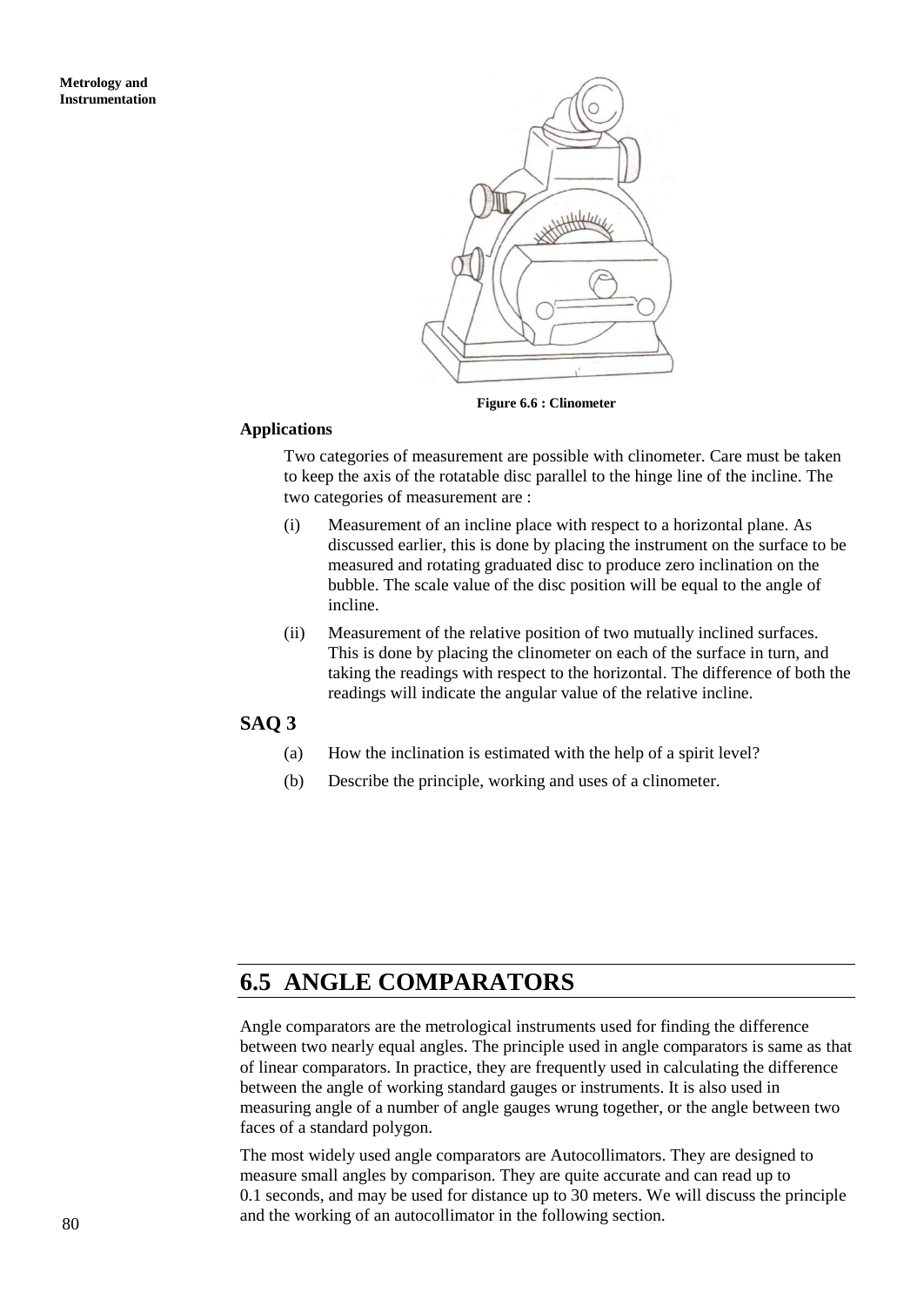Figure 6.6 : Clinometer

**Applications**

Two categories of measurement are possible with clinometer. Care must be taken to keep the axis of the rotatable disc parallel to the hinge line of the incline. The two categories of measurement are :

(i) Measurement of an incline place with respect to a horizontal plane. As discussed earlier, this is done by placing the instrument on the surface to be measured and rotating graduated disc to produce zero inclination on the bubble. The scale value of the disc position will be equal to the angle of incline.

(ii) Measurement of the relative position of two mutually inclined surfaces. This is done by placing the clinometer on each of the surface in turn, and taking the readings with respect to the horizontal. The difference of both the readings will indicate the angular value of the relative incline.

### SAQ 3

(a) How the inclination is estimated with the help of a spirit level?

(b) Describe the principle, working and uses of a clinometer.

## 6.5 ANGLE COMPARATORS

Angle comparators are the metrological instruments used for finding the difference between two nearly equal angles. The principle used in angle comparators is same as that of linear comparators. In practice, they are frequently used in calculating the difference between the angle of working standard gauges or instruments. It is also used in measuring angle of a number of angle gauges wrung together, or the angle between two faces of a standard polygon.

The most widely used angle comparators are Autocollimators. They are designed to measure small angles by comparison. They are quite accurate and can read up to 0.1 seconds, and may be used for distance up to 30 meters. We will discuss the principle and the working of an autocollimator in the following section.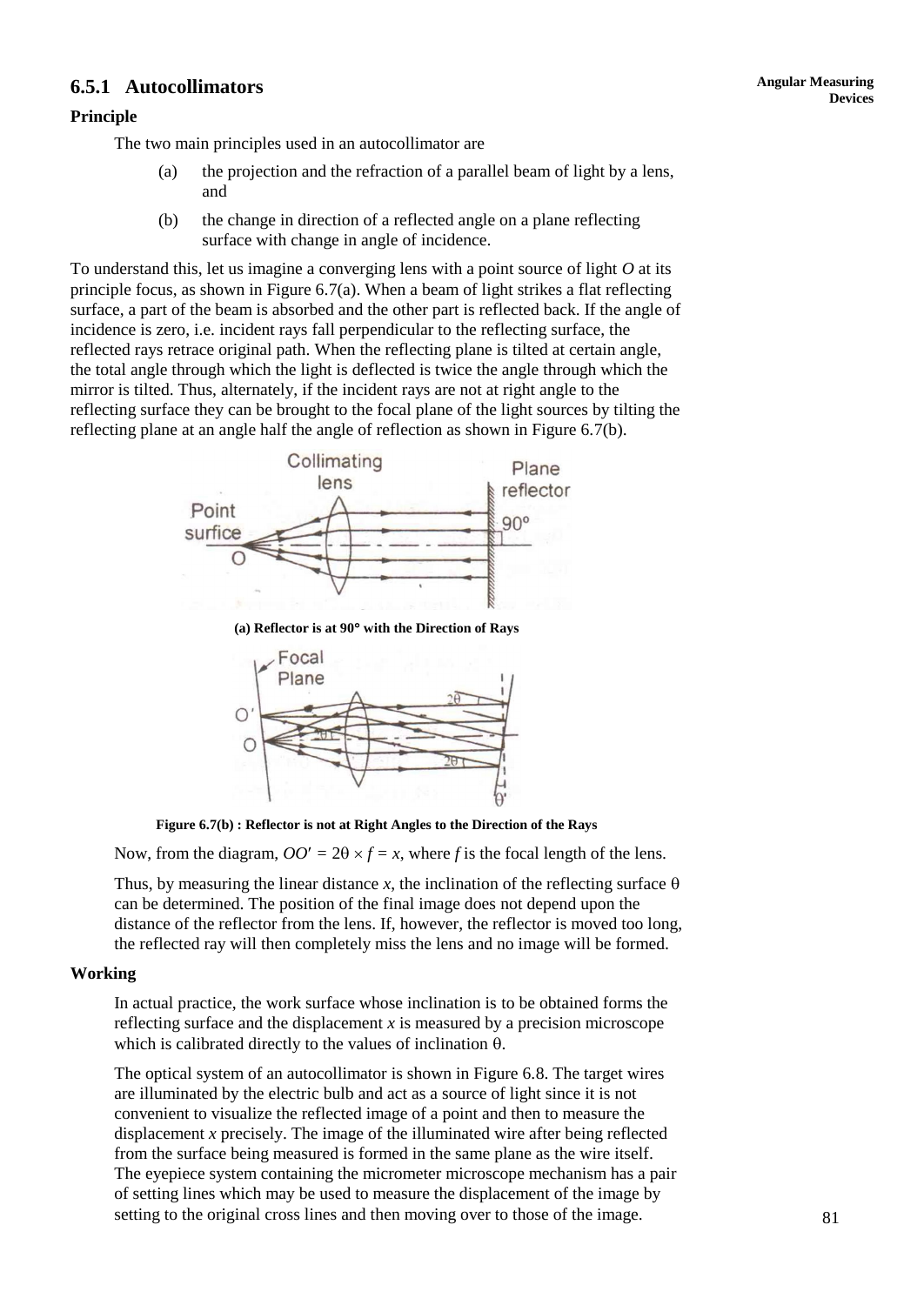### 6.5.1 Autocollimators

**Principle**

The two main principles used in an autocollimator are

(a) the projection and the refraction of a parallel beam of light by a lens, and

(b) the change in direction of a reflected angle on a plane reflecting surface with change in angle of incidence.

To understand this, let us imagine a converging lens with a point source of light *O* at its principle focus, as shown in Figure 6.7(a). When a beam of light strikes a flat reflecting surface, a part of the beam is absorbed and the other part is reflected back. If the angle of incidence is zero, i.e. incident rays fall perpendicular to the reflecting surface, the reflected rays retrace original path. When the reflecting plane is tilted at certain angle, the total angle through which the light is deflected is twice the angle through which the mirror is tilted. Thus, alternately, if the incident rays are not at right angle to the reflecting surface they can be brought to the focal plane of the light sources by tilting the reflecting plane at an angle half the angle of reflection as shown in Figure 6.7(b).

**(a) Reflector is at 90° with the Direction of Rays**

**Figure 6.7(b) : Reflector is not at Right Angles to the Direction of the Rays**

Now, from the diagram, $OO' = 2\theta \times f = x$, where $f$ is the focal length of the lens.

Thus, by measuring the linear distance $x$, the inclination of the reflecting surface $\theta$ can be determined. The position of the final image does not depend upon the distance of the reflector from the lens. If, however, the reflector is moved too long, the reflected ray will then completely miss the lens and no image will be formed.

**Working**

In actual practice, the work surface whose inclination is to be obtained forms the reflecting surface and the displacement $x$ is measured by a precision microscope which is calibrated directly to the values of inclination $\theta$.

The optical system of an autocollimator is shown in Figure 6.8. The target wires are illuminated by the electric bulb and act as a source of light since it is not convenient to visualize the reflected image of a point and then to measure the displacement $x$ precisely. The image of the illuminated wire after being reflected from the surface being measured is formed in the same plane as the wire itself. The eyepiece system containing the micrometer microscope mechanism has a pair of setting lines which may be used to measure the displacement of the image by setting to the original cross lines and then moving over to those of the image.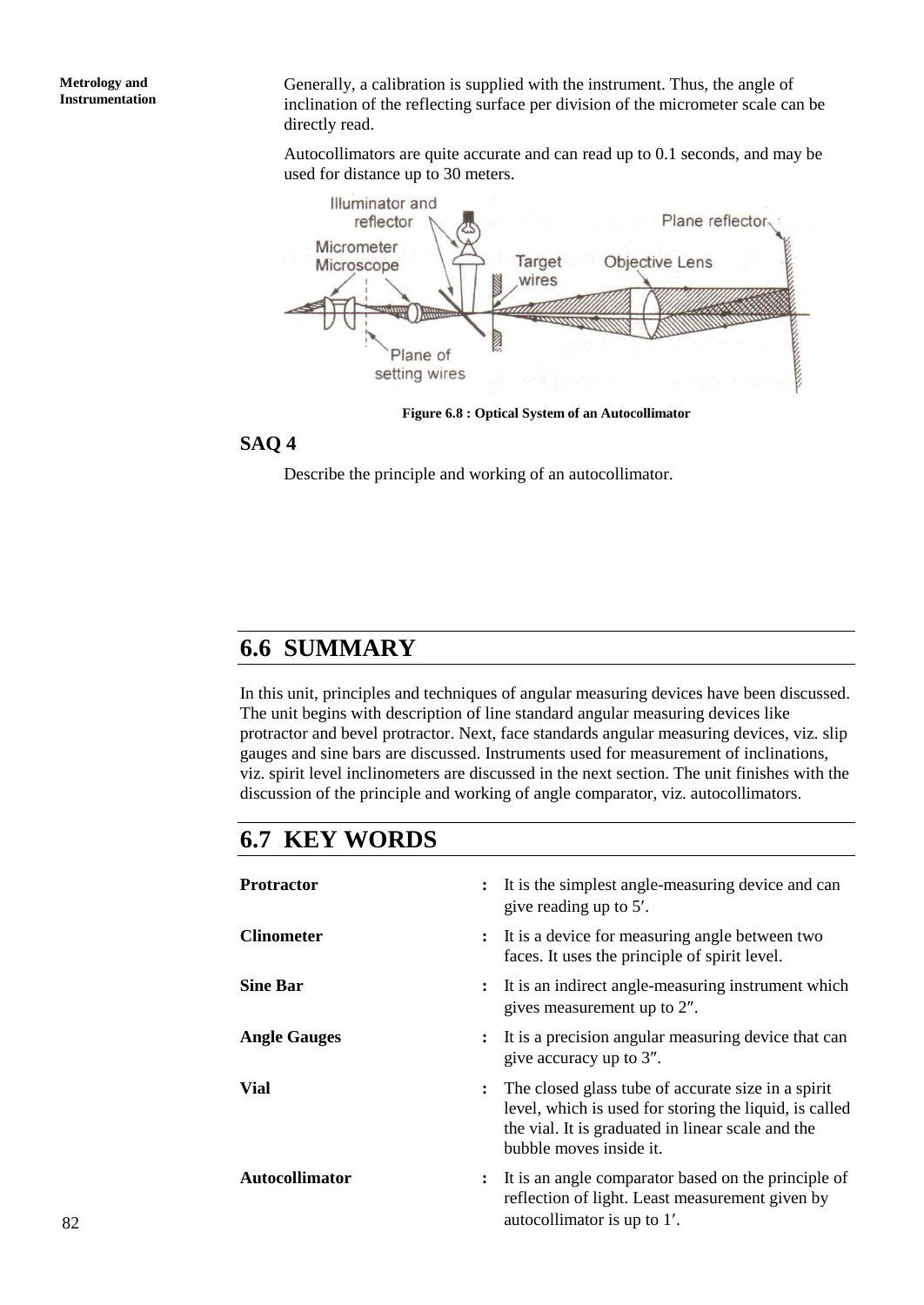Generally, a calibration is supplied with the instrument. Thus, the angle of inclination of the reflecting surface per division of the micrometer scale can be directly read.

Autocollimators are quite accurate and can read up to 0.1 seconds, and may be used for distance up to 30 meters.

Figure 6.8 : Optical System of an Autocollimator

### SAQ 4

Describe the principle and working of an autocollimator.

## 6.6 SUMMARY

In this unit, principles and techniques of angular measuring devices have been discussed. The unit begins with description of line standard angular measuring devices like protractor and bevel protractor. Next, face standards angular measuring devices, viz. slip gauges and sine bars are discussed. Instruments used for measurement of inclinations, viz. spirit level inclinometers are discussed in the next section. The unit finishes with the discussion of the principle and working of angle comparator, viz. autocollimators.

## 6.7 KEY WORDS

**Protractor** : It is the simplest angle-measuring device and can give reading up to 5′.

**Clinometer** : It is a device for measuring angle between two faces. It uses the principle of spirit level.

**Sine Bar** : It is an indirect angle-measuring instrument which gives measurement up to 2″.

**Angle Gauges** : It is a precision angular measuring device that can give accuracy up to 3″.

**Vial** : The closed glass tube of accurate size in a spirit level, which is used for storing the liquid, is called the vial. It is graduated in linear scale and the bubble moves inside it.

**Autocollimator** : It is an angle comparator based on the principle of reflection of light. Least measurement given by autocollimator is up to 1′.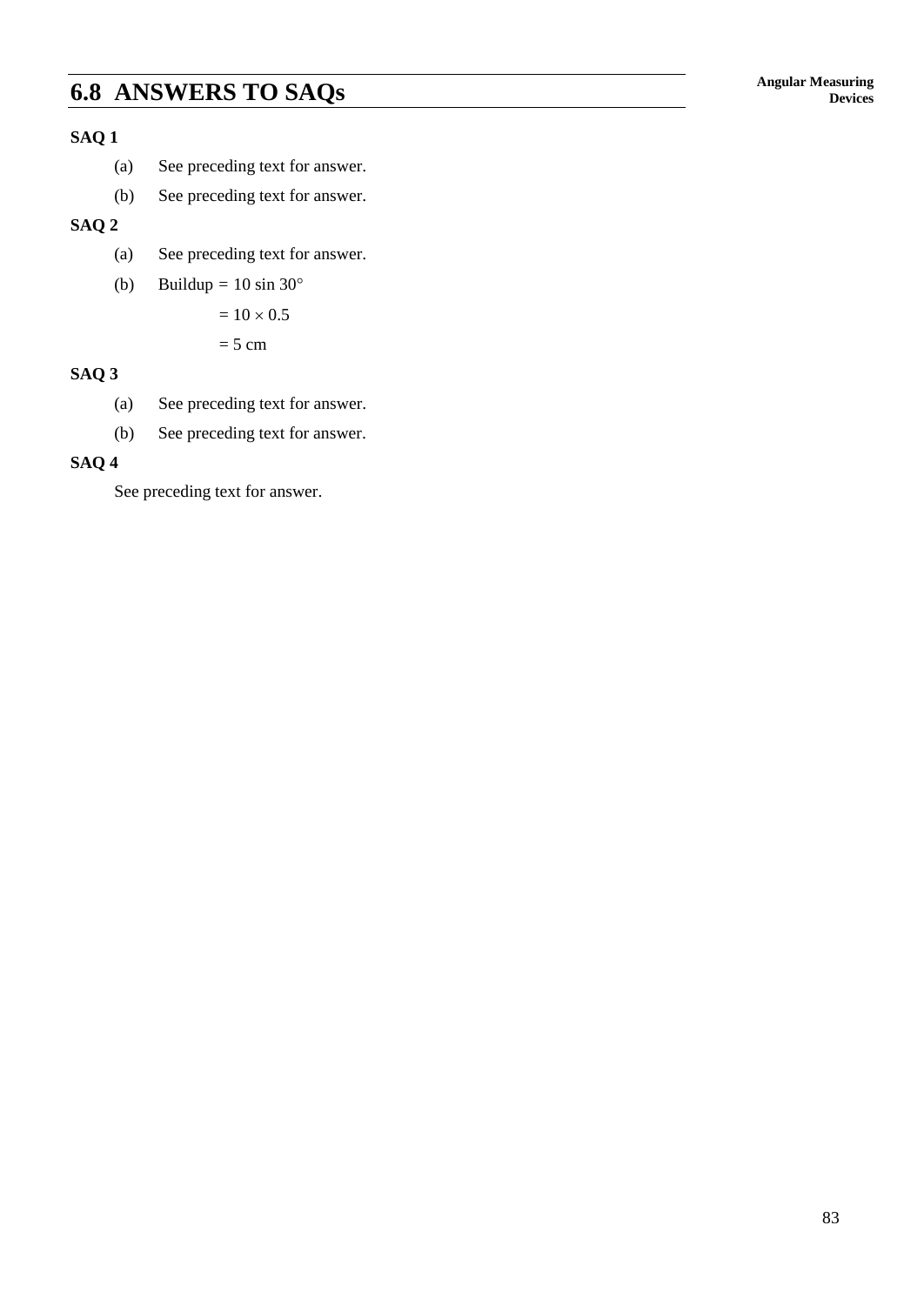## 6.8 ANSWERS TO SAQs

**SAQ 1**

(a) See preceding text for answer.

(b) See preceding text for answer.

**SAQ 2**

(a) See preceding text for answer.

(b) Buildup $= 10 \sin 30°$

$= 10 \times 0.5$

$= 5$ cm

**SAQ 3**

(a) See preceding text for answer.

(b) See preceding text for answer.

**SAQ 4**

See preceding text for answer.